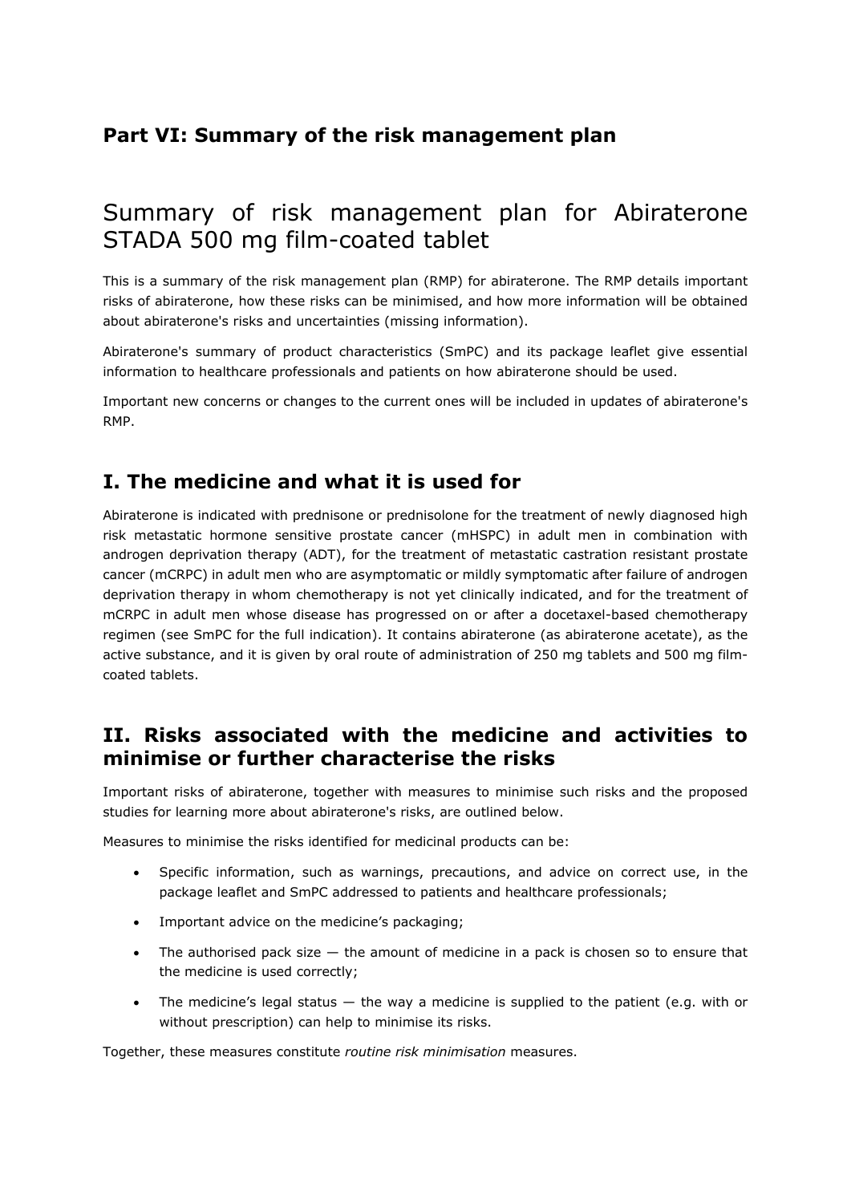## Part VI: Summary of the risk management plan

# Summary of risk management plan for Abiraterone STADA 500 mg film-coated tablet

This is a summary of the risk management plan (RMP) for abiraterone. The RMP details important risks of abiraterone, how these risks can be minimised, and how more information will be obtained about abiraterone's risks and uncertainties (missing information).

Abiraterone's summary of product characteristics (SmPC) and its package leaflet give essential information to healthcare professionals and patients on how abiraterone should be used.

Important new concerns or changes to the current ones will be included in updates of abiraterone's RMP.

## I. The medicine and what it is used for

Abiraterone is indicated with prednisone or prednisolone for the treatment of newly diagnosed high risk metastatic hormone sensitive prostate cancer (mHSPC) in adult men in combination with androgen deprivation therapy (ADT), for the treatment of metastatic castration resistant prostate cancer (mCRPC) in adult men who are asymptomatic or mildly symptomatic after failure of androgen deprivation therapy in whom chemotherapy is not yet clinically indicated, and for the treatment of mCRPC in adult men whose disease has progressed on or after a docetaxel-based chemotherapy regimen (see SmPC for the full indication). It contains abiraterone (as abiraterone acetate), as the active substance, and it is given by oral route of administration of 250 mg tablets and 500 mg film-coated tablets.

## II. Risks associated with the medicine and activities to minimise or further characterise the risks

Important risks of abiraterone, together with measures to minimise such risks and the proposed studies for learning more about abiraterone's risks, are outlined below.

Measures to minimise the risks identified for medicinal products can be:

- Specific information, such as warnings, precautions, and advice on correct use, in the package leaflet and SmPC addressed to patients and healthcare professionals;
- Important advice on the medicine's packaging;
- The authorised pack size — the amount of medicine in a pack is chosen so to ensure that the medicine is used correctly;
- The medicine's legal status — the way a medicine is supplied to the patient (e.g. with or without prescription) can help to minimise its risks.

Together, these measures constitute *routine risk minimisation* measures.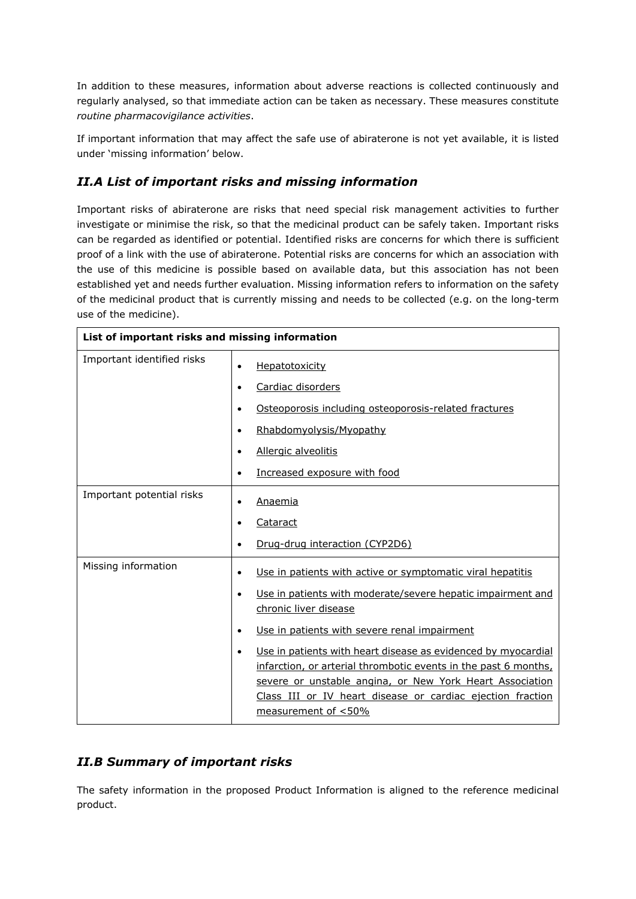In addition to these measures, information about adverse reactions is collected continuously and regularly analysed, so that immediate action can be taken as necessary. These measures constitute *routine pharmacovigilance activities*.

If important information that may affect the safe use of abiraterone is not yet available, it is listed under 'missing information' below.

## *II.A List of important risks and missing information*

Important risks of abiraterone are risks that need special risk management activities to further investigate or minimise the risk, so that the medicinal product can be safely taken. Important risks can be regarded as identified or potential. Identified risks are concerns for which there is sufficient proof of a link with the use of abiraterone. Potential risks are concerns for which an association with the use of this medicine is possible based on available data, but this association has not been established yet and needs further evaluation. Missing information refers to information on the safety of the medicinal product that is currently missing and needs to be collected (e.g. on the long-term use of the medicine).

| **List of important risks and missing information** | |
|---|---|
| Important identified risks | • Hepatotoxicity<br>• Cardiac disorders<br>• Osteoporosis including osteoporosis-related fractures<br>• Rhabdomyolysis/Myopathy<br>• Allergic alveolitis<br>• Increased exposure with food |
| Important potential risks | • Anaemia<br>• Cataract<br>• Drug-drug interaction (CYP2D6) |
| Missing information | • Use in patients with active or symptomatic viral hepatitis<br>• Use in patients with moderate/severe hepatic impairment and chronic liver disease<br>• Use in patients with severe renal impairment<br>• Use in patients with heart disease as evidenced by myocardial infarction, or arterial thrombotic events in the past 6 months, severe or unstable angina, or New York Heart Association Class III or IV heart disease or cardiac ejection fraction measurement of <50% |

## *II.B Summary of important risks*

The safety information in the proposed Product Information is aligned to the reference medicinal product.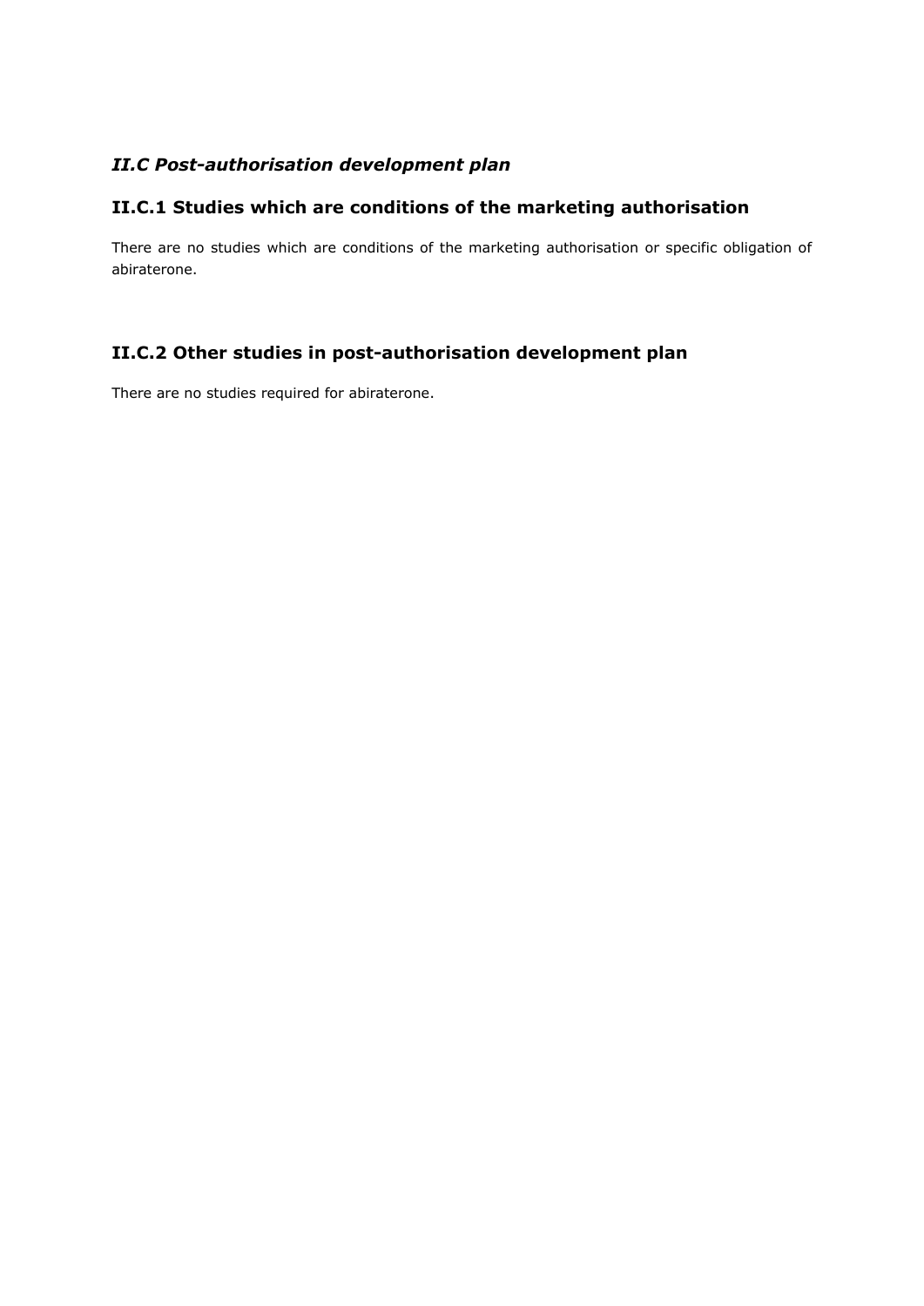## *II.C Post-authorisation development plan*

## II.C.1 Studies which are conditions of the marketing authorisation

There are no studies which are conditions of the marketing authorisation or specific obligation of abiraterone.

## II.C.2 Other studies in post-authorisation development plan

There are no studies required for abiraterone.